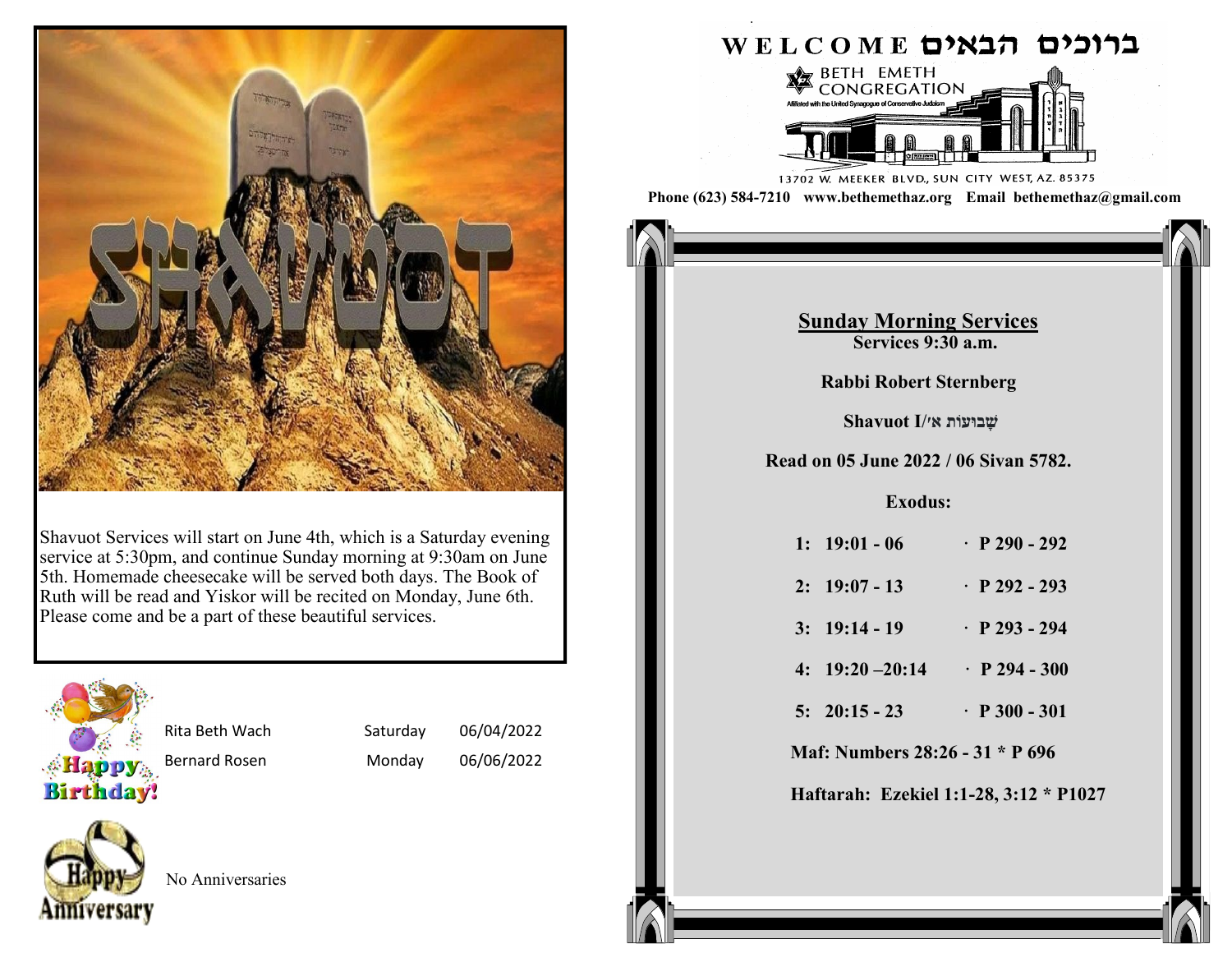SHAVUOT

Shavuot Services will start on June 4th, which is a Saturday evening service at 5:30pm, and continue Sunday morning at 9:30am on June 5th. Homemade cheesecake will be served both days. The Book of Ruth will be read and Yiskor will be recited on Monday, June 6th. Please come and be a part of these beautiful services.

Happy Birthday!

| | | |
|---|---|---|
| Rita Beth Wach | Saturday | 06/04/2022 |
| Bernard Rosen | Monday | 06/06/2022 |

Happy Anniversary

No Anniversaries

# WELCOME ברוכים הבאים

BETH EMETH CONGREGATION

Affiliated with the United Synagogue of Conservative Judaism

13702 W. MEEKER BLVD., SUN CITY WEST, AZ. 85375

**Phone (623) 584-7210 www.bethemethaz.org Email bethemethaz@gmail.com**

## Sunday Morning Services

**Services 9:30 a.m.**

**Rabbi Robert Sternberg**

**Shavuot I/שָׁבוּעוֹת א׳**

**Read on 05 June 2022 / 06 Sivan 5782.**

**Exodus:**

**1: 19:01 - 06 · P 290 - 292**

**2: 19:07 - 13 · P 292 - 293**

**3: 19:14 - 19 · P 293 - 294**

**4: 19:20 –20:14 · P 294 - 300**

**5: 20:15 - 23 · P 300 - 301**

**Maf: Numbers 28:26 - 31 * P 696**

**Haftarah: Ezekiel 1:1-28, 3:12 * P1027**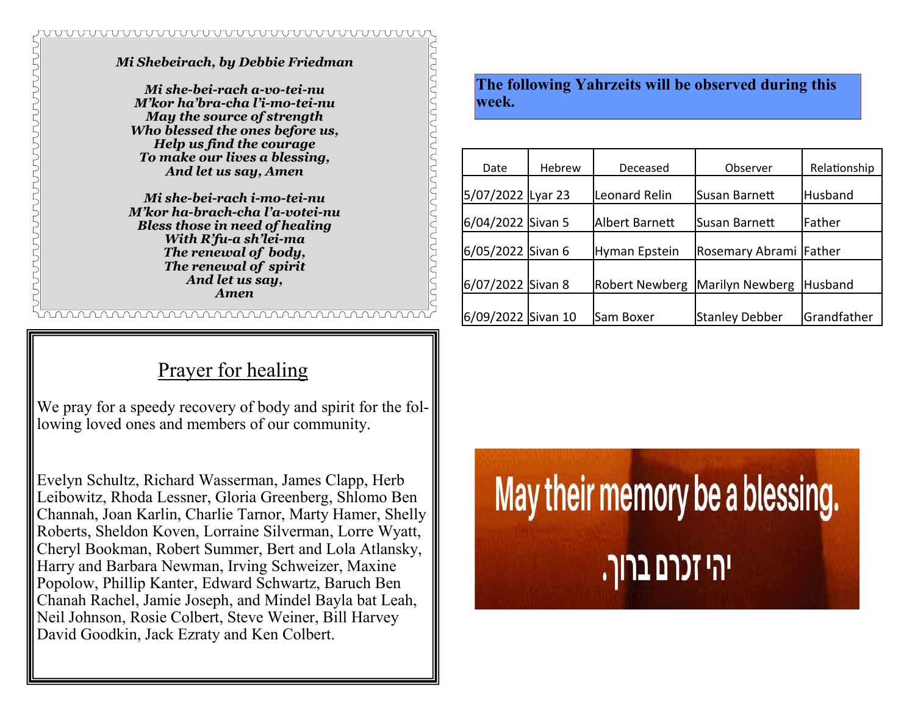*Mi Shebeirach, by Debbie Friedman*

***Mi she-bei-rach a-vo-tei-nu***
***M'kor ha'bra-cha l'i-mo-tei-nu***
***May the source of strength***
***Who blessed the ones before us,***
***Help us find the courage***
***To make our lives a blessing,***
***And let us say, Amen***

***Mi she-bei-rach i-mo-tei-nu***
***M'kor ha-brach-cha l'a-votei-nu***
***Bless those in need of healing***
***With R'fu-a sh'lei-ma***
***The renewal of body,***
***The renewal of spirit***
***And let us say,***
***Amen***

## Prayer for healing

We pray for a speedy recovery of body and spirit for the following loved ones and members of our community.

Evelyn Schultz, Richard Wasserman, James Clapp, Herb Leibowitz, Rhoda Lessner, Gloria Greenberg, Shlomo Ben Channah, Joan Karlin, Charlie Tarnor, Marty Hamer, Shelly Roberts, Sheldon Koven, Lorraine Silverman, Lorre Wyatt, Cheryl Bookman, Robert Summer, Bert and Lola Atlansky, Harry and Barbara Newman, Irving Schweizer, Maxine Popolow, Phillip Kanter, Edward Schwartz, Baruch Ben Chanah Rachel, Jamie Joseph, and Mindel Bayla bat Leah, Neil Johnson, Rosie Colbert, Steve Weiner, Bill Harvey David Goodkin, Jack Ezraty and Ken Colbert.

**The following Yahrzeits will be observed during this week.**

| Date | Hebrew | Deceased | Observer | Relationship |
|---|---|---|---|---|
| 5/07/2022 | Lyar 23 | Leonard Relin | Susan Barnett | Husband |
| 6/04/2022 | Sivan 5 | Albert Barnett | Susan Barnett | Father |
| 6/05/2022 | Sivan 6 | Hyman Epstein | Rosemary Abrami | Father |
| 6/07/2022 | Sivan 8 | Robert Newberg | Marilyn Newberg | Husband |
| 6/09/2022 | Sivan 10 | Sam Boxer | Stanley Debber | Grandfather |

May their memory be a blessing.

יהי זכרם ברוך.